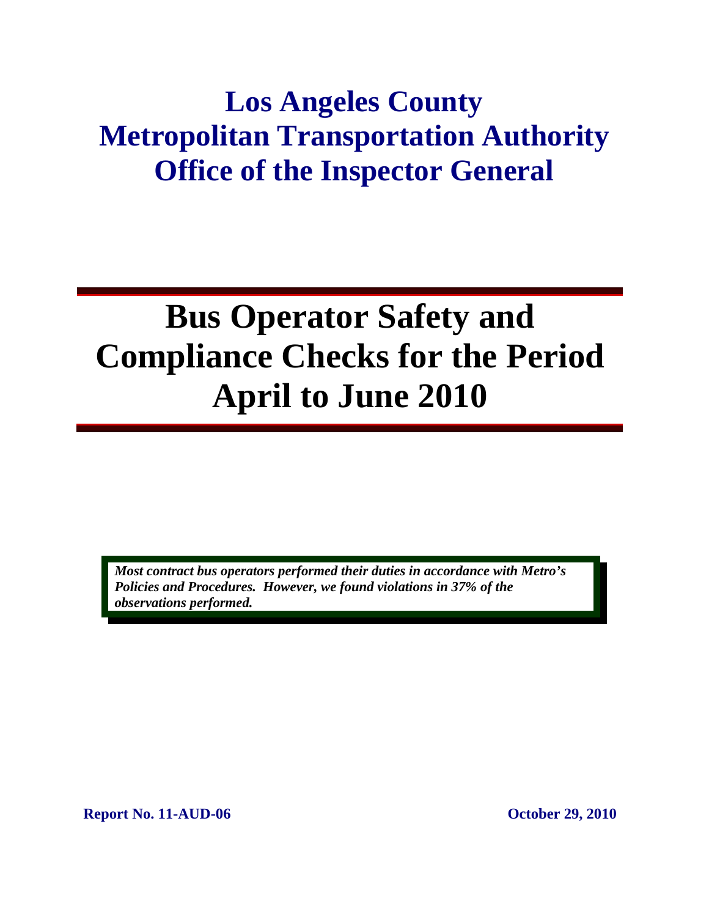# Los Angeles County Metropolitan Transportation Authority Office of the Inspector General

# Bus Operator Safety and Compliance Checks for the Period April to June 2010

***Most contract bus operators performed their duties in accordance with Metro's Policies and Procedures. However, we found violations in 37% of the observations performed.***

**Report No. 11-AUD-06** **October 29, 2010**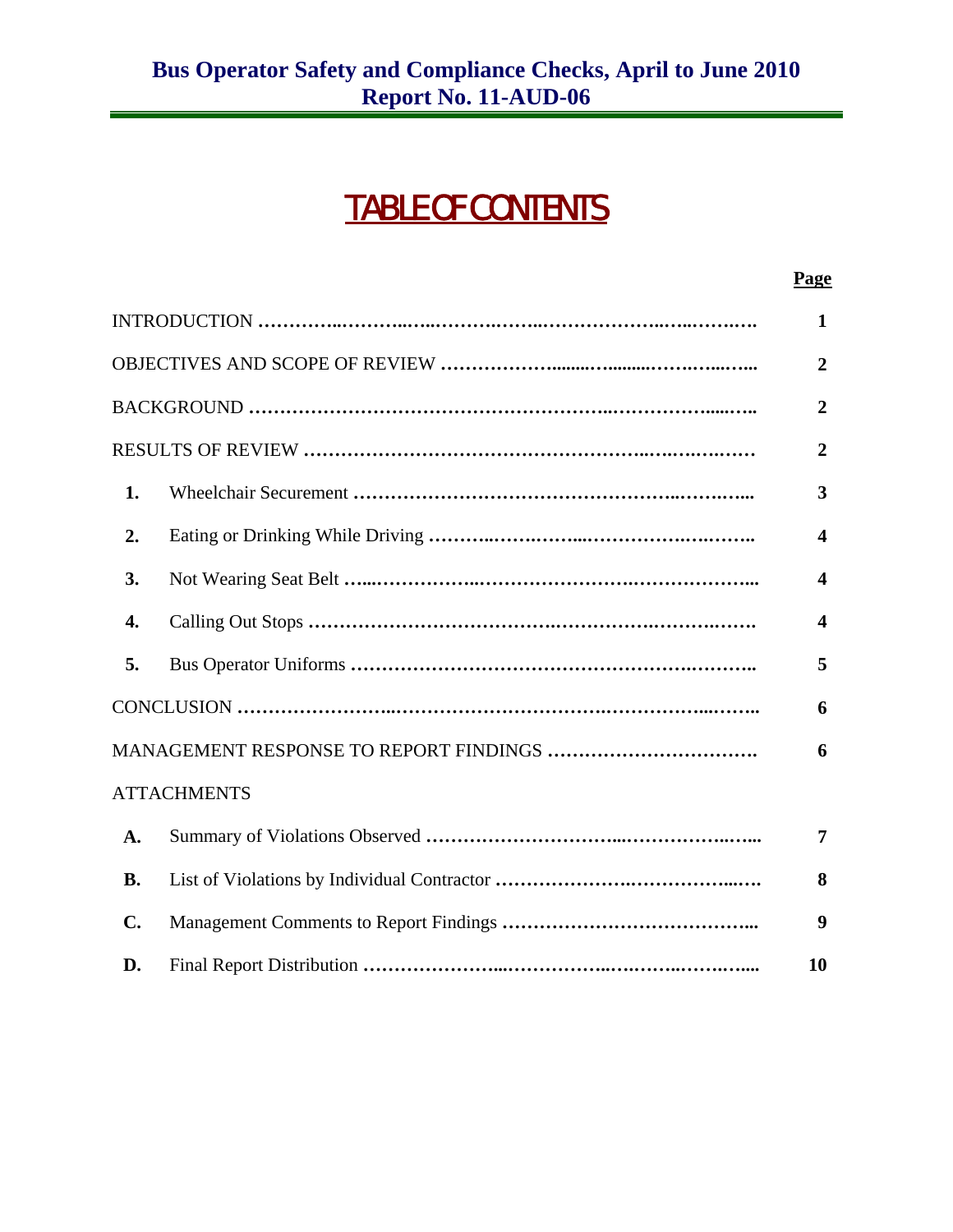# Bus Operator Safety and Compliance Checks, April to June 2010
# Report No. 11-AUD-06

## TABLE OF CONTENTS

| | | Page |
|---|---|---|
| INTRODUCTION | | 1 |
| OBJECTIVES AND SCOPE OF REVIEW | | 2 |
| BACKGROUND | | 2 |
| RESULTS OF REVIEW | | 2 |
| **1.** | Wheelchair Securement | 3 |
| **2.** | Eating or Drinking While Driving | 4 |
| **3.** | Not Wearing Seat Belt | 4 |
| **4.** | Calling Out Stops | 4 |
| **5.** | Bus Operator Uniforms | 5 |
| CONCLUSION | | 6 |
| MANAGEMENT RESPONSE TO REPORT FINDINGS | | 6 |
| ATTACHMENTS | | |
| **A.** | Summary of Violations Observed | 7 |
| **B.** | List of Violations by Individual Contractor | 8 |
| **C.** | Management Comments to Report Findings | 9 |
| **D.** | Final Report Distribution | 10 |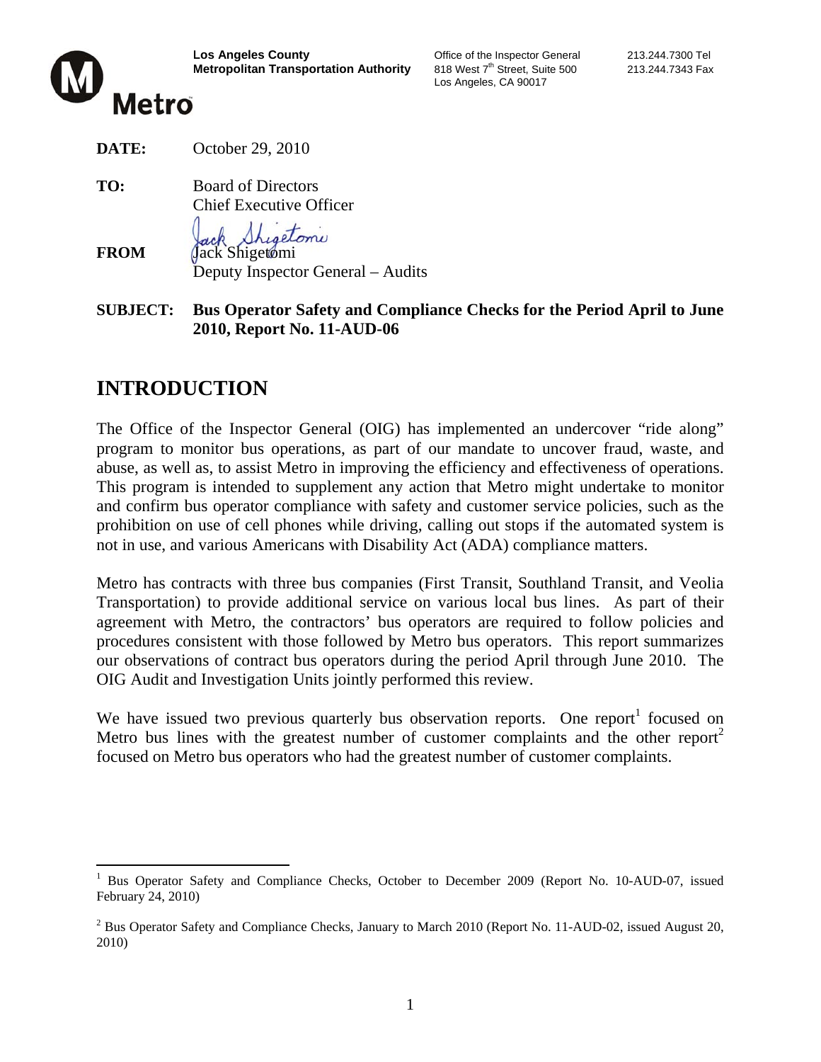**Los Angeles County**
**Metropolitan Transportation Authority**

Office of the Inspector General
818 West 7th Street, Suite 500
Los Angeles, CA 90017

213.244.7300 Tel
213.244.7343 Fax

Metro

**DATE:** October 29, 2010

**TO:** Board of Directors
Chief Executive Officer

**FROM** Jack Shigetomi
Deputy Inspector General – Audits

**SUBJECT: Bus Operator Safety and Compliance Checks for the Period April to June 2010, Report No. 11-AUD-06**

# INTRODUCTION

The Office of the Inspector General (OIG) has implemented an undercover "ride along" program to monitor bus operations, as part of our mandate to uncover fraud, waste, and abuse, as well as, to assist Metro in improving the efficiency and effectiveness of operations. This program is intended to supplement any action that Metro might undertake to monitor and confirm bus operator compliance with safety and customer service policies, such as the prohibition on use of cell phones while driving, calling out stops if the automated system is not in use, and various Americans with Disability Act (ADA) compliance matters.

Metro has contracts with three bus companies (First Transit, Southland Transit, and Veolia Transportation) to provide additional service on various local bus lines. As part of their agreement with Metro, the contractors' bus operators are required to follow policies and procedures consistent with those followed by Metro bus operators. This report summarizes our observations of contract bus operators during the period April through June 2010. The OIG Audit and Investigation Units jointly performed this review.

We have issued two previous quarterly bus observation reports. One report[1] focused on Metro bus lines with the greatest number of customer complaints and the other report[2] focused on Metro bus operators who had the greatest number of customer complaints.

---

[1] Bus Operator Safety and Compliance Checks, October to December 2009 (Report No. 10-AUD-07, issued February 24, 2010)

[2] Bus Operator Safety and Compliance Checks, January to March 2010 (Report No. 11-AUD-02, issued August 20, 2010)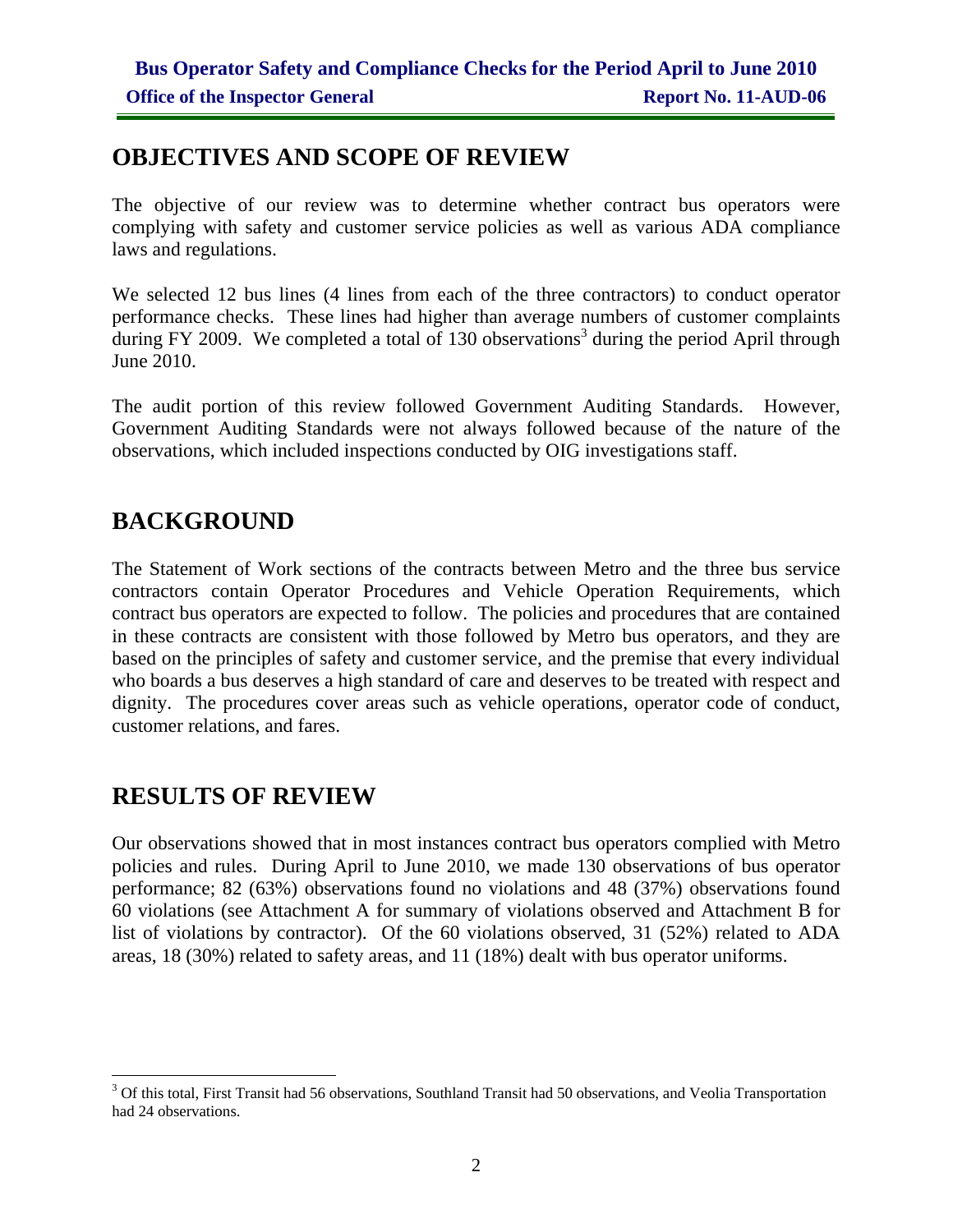## OBJECTIVES AND SCOPE OF REVIEW

The objective of our review was to determine whether contract bus operators were complying with safety and customer service policies as well as various ADA compliance laws and regulations.

We selected 12 bus lines (4 lines from each of the three contractors) to conduct operator performance checks. These lines had higher than average numbers of customer complaints during FY 2009. We completed a total of 130 observations[3] during the period April through June 2010.

The audit portion of this review followed Government Auditing Standards. However, Government Auditing Standards were not always followed because of the nature of the observations, which included inspections conducted by OIG investigations staff.

## BACKGROUND

The Statement of Work sections of the contracts between Metro and the three bus service contractors contain Operator Procedures and Vehicle Operation Requirements, which contract bus operators are expected to follow. The policies and procedures that are contained in these contracts are consistent with those followed by Metro bus operators, and they are based on the principles of safety and customer service, and the premise that every individual who boards a bus deserves a high standard of care and deserves to be treated with respect and dignity. The procedures cover areas such as vehicle operations, operator code of conduct, customer relations, and fares.

## RESULTS OF REVIEW

Our observations showed that in most instances contract bus operators complied with Metro policies and rules. During April to June 2010, we made 130 observations of bus operator performance; 82 (63%) observations found no violations and 48 (37%) observations found 60 violations (see Attachment A for summary of violations observed and Attachment B for list of violations by contractor). Of the 60 violations observed, 31 (52%) related to ADA areas, 18 (30%) related to safety areas, and 11 (18%) dealt with bus operator uniforms.

---

[3] Of this total, First Transit had 56 observations, Southland Transit had 50 observations, and Veolia Transportation had 24 observations.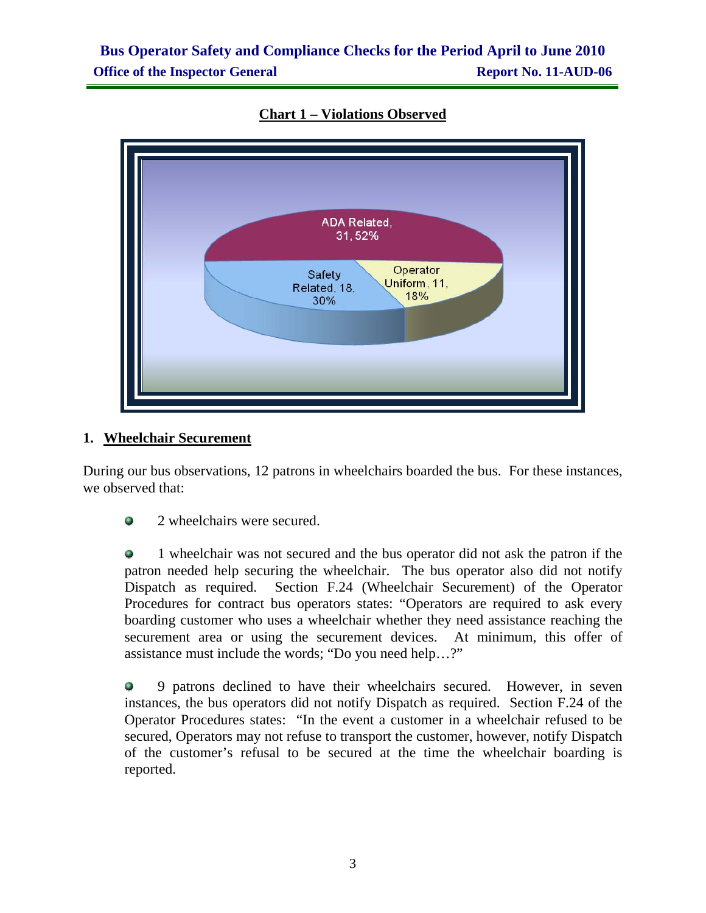**Chart 1 – Violations Observed**

ADA Related, 31, 52%

Safety Related, 18, 30%

Operator Uniform, 11, 18%

## 1. Wheelchair Securement

During our bus observations, 12 patrons in wheelchairs boarded the bus. For these instances, we observed that:

- 2 wheelchairs were secured.

- 1 wheelchair was not secured and the bus operator did not ask the patron if the patron needed help securing the wheelchair. The bus operator also did not notify Dispatch as required. Section F.24 (Wheelchair Securement) of the Operator Procedures for contract bus operators states: "Operators are required to ask every boarding customer who uses a wheelchair whether they need assistance reaching the securement area or using the securement devices. At minimum, this offer of assistance must include the words; "Do you need help…?"

- 9 patrons declined to have their wheelchairs secured. However, in seven instances, the bus operators did not notify Dispatch as required. Section F.24 of the Operator Procedures states: "In the event a customer in a wheelchair refused to be secured, Operators may not refuse to transport the customer, however, notify Dispatch of the customer's refusal to be secured at the time the wheelchair boarding is reported.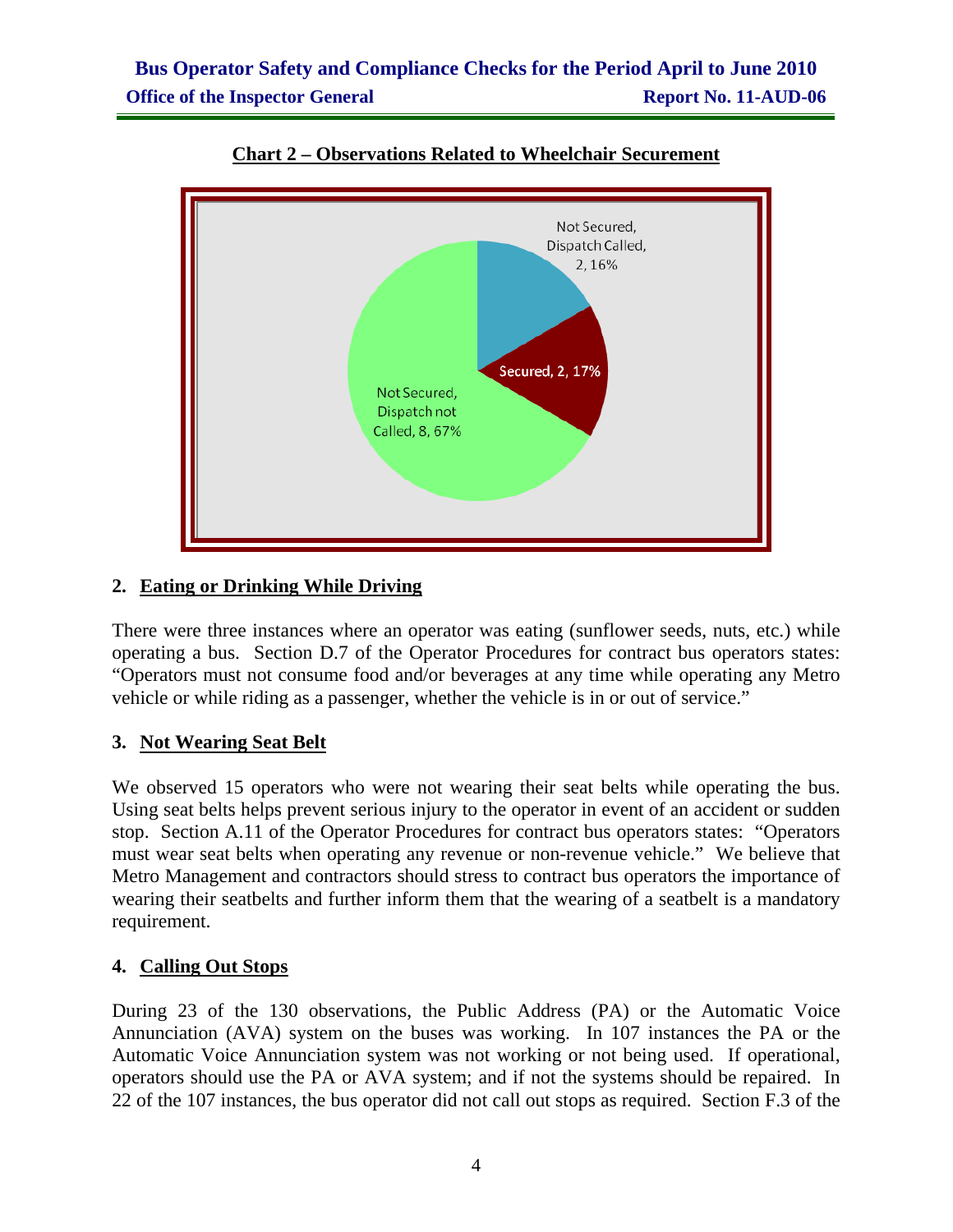**Chart 2 – Observations Related to Wheelchair Securement**

Not Secured, Dispatch Called, 2, 16%

Secured, 2, 17%

Not Secured, Dispatch not Called, 8, 67%

## 2. Eating or Drinking While Driving

There were three instances where an operator was eating (sunflower seeds, nuts, etc.) while operating a bus. Section D.7 of the Operator Procedures for contract bus operators states: "Operators must not consume food and/or beverages at any time while operating any Metro vehicle or while riding as a passenger, whether the vehicle is in or out of service."

## 3. Not Wearing Seat Belt

We observed 15 operators who were not wearing their seat belts while operating the bus. Using seat belts helps prevent serious injury to the operator in event of an accident or sudden stop. Section A.11 of the Operator Procedures for contract bus operators states: "Operators must wear seat belts when operating any revenue or non-revenue vehicle." We believe that Metro Management and contractors should stress to contract bus operators the importance of wearing their seatbelts and further inform them that the wearing of a seatbelt is a mandatory requirement.

## 4. Calling Out Stops

During 23 of the 130 observations, the Public Address (PA) or the Automatic Voice Annunciation (AVA) system on the buses was working. In 107 instances the PA or the Automatic Voice Annunciation system was not working or not being used. If operational, operators should use the PA or AVA system; and if not the systems should be repaired. In 22 of the 107 instances, the bus operator did not call out stops as required. Section F.3 of the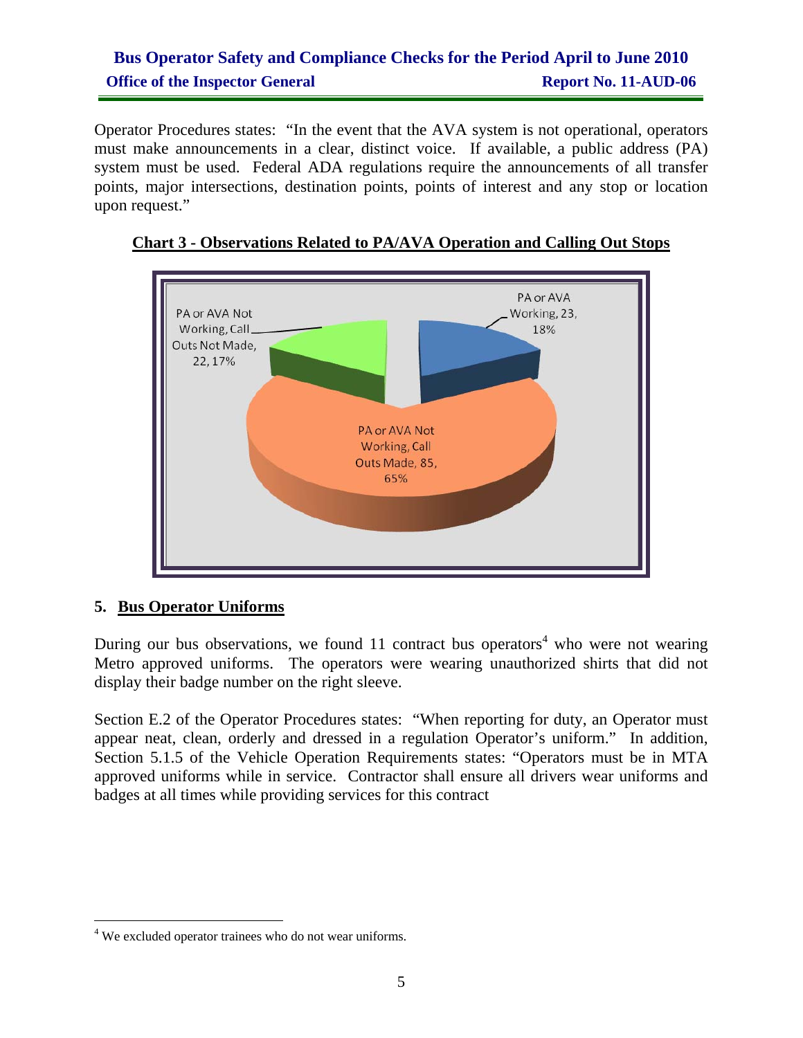Operator Procedures states: "In the event that the AVA system is not operational, operators must make announcements in a clear, distinct voice. If available, a public address (PA) system must be used. Federal ADA regulations require the announcements of all transfer points, major intersections, destination points, points of interest and any stop or location upon request."

**Chart 3 - Observations Related to PA/AVA Operation and Calling Out Stops**

PA or AVA Working, 23, 18%

PA or AVA Not Working, Call Outs Not Made, 22, 17%

PA or AVA Not Working, Call Outs Made, 85, 65%

## 5. Bus Operator Uniforms

During our bus observations, we found 11 contract bus operators[4] who were not wearing Metro approved uniforms. The operators were wearing unauthorized shirts that did not display their badge number on the right sleeve.

Section E.2 of the Operator Procedures states: "When reporting for duty, an Operator must appear neat, clean, orderly and dressed in a regulation Operator's uniform." In addition, Section 5.1.5 of the Vehicle Operation Requirements states: "Operators must be in MTA approved uniforms while in service. Contractor shall ensure all drivers wear uniforms and badges at all times while providing services for this contract

[4] We excluded operator trainees who do not wear uniforms.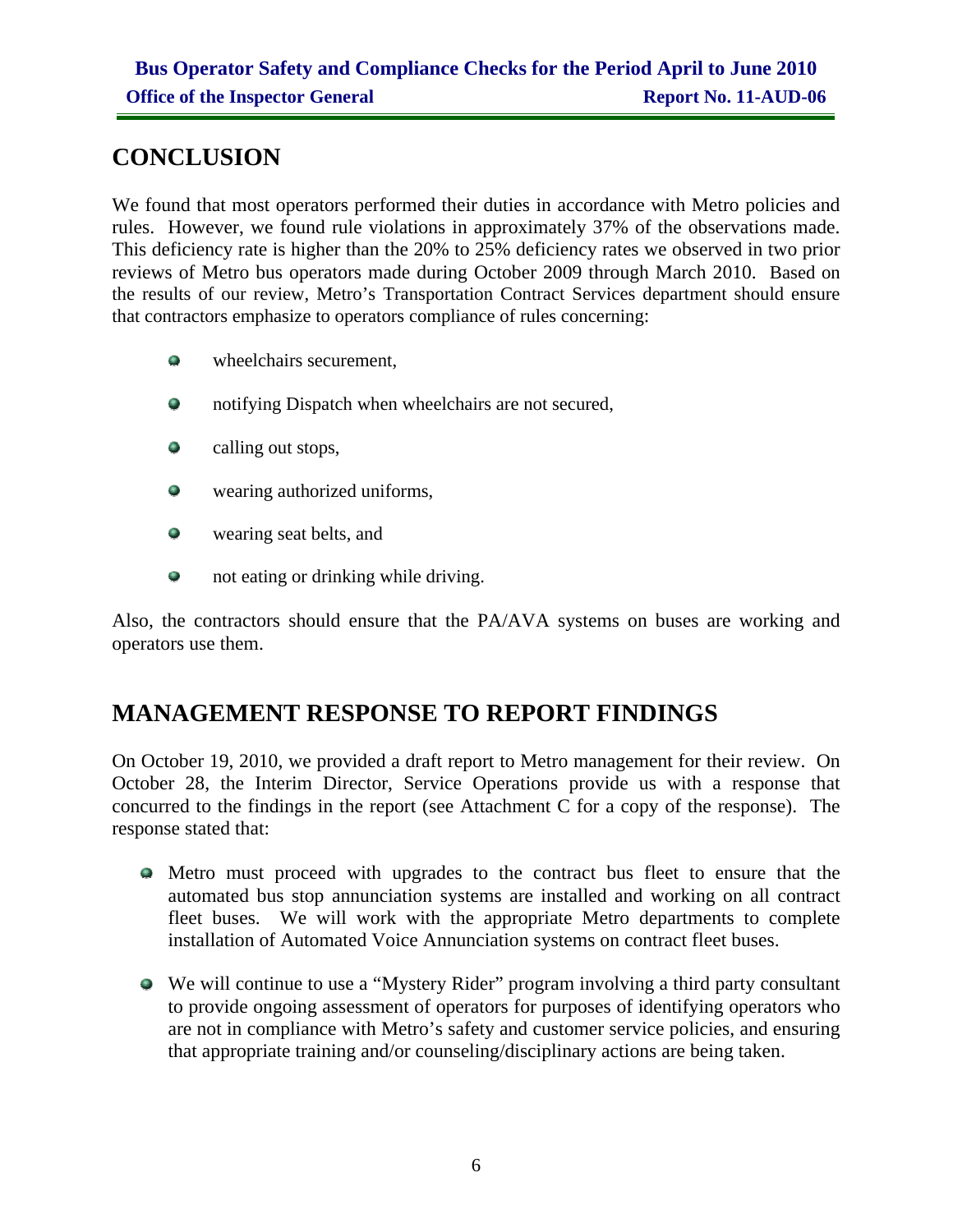## CONCLUSION

We found that most operators performed their duties in accordance with Metro policies and rules. However, we found rule violations in approximately 37% of the observations made. This deficiency rate is higher than the 20% to 25% deficiency rates we observed in two prior reviews of Metro bus operators made during October 2009 through March 2010. Based on the results of our review, Metro's Transportation Contract Services department should ensure that contractors emphasize to operators compliance of rules concerning:

- wheelchairs securement,
- notifying Dispatch when wheelchairs are not secured,
- calling out stops,
- wearing authorized uniforms,
- wearing seat belts, and
- not eating or drinking while driving.

Also, the contractors should ensure that the PA/AVA systems on buses are working and operators use them.

## MANAGEMENT RESPONSE TO REPORT FINDINGS

On October 19, 2010, we provided a draft report to Metro management for their review. On October 28, the Interim Director, Service Operations provide us with a response that concurred to the findings in the report (see Attachment C for a copy of the response). The response stated that:

- Metro must proceed with upgrades to the contract bus fleet to ensure that the automated bus stop annunciation systems are installed and working on all contract fleet buses. We will work with the appropriate Metro departments to complete installation of Automated Voice Annunciation systems on contract fleet buses.
- We will continue to use a "Mystery Rider" program involving a third party consultant to provide ongoing assessment of operators for purposes of identifying operators who are not in compliance with Metro's safety and customer service policies, and ensuring that appropriate training and/or counseling/disciplinary actions are being taken.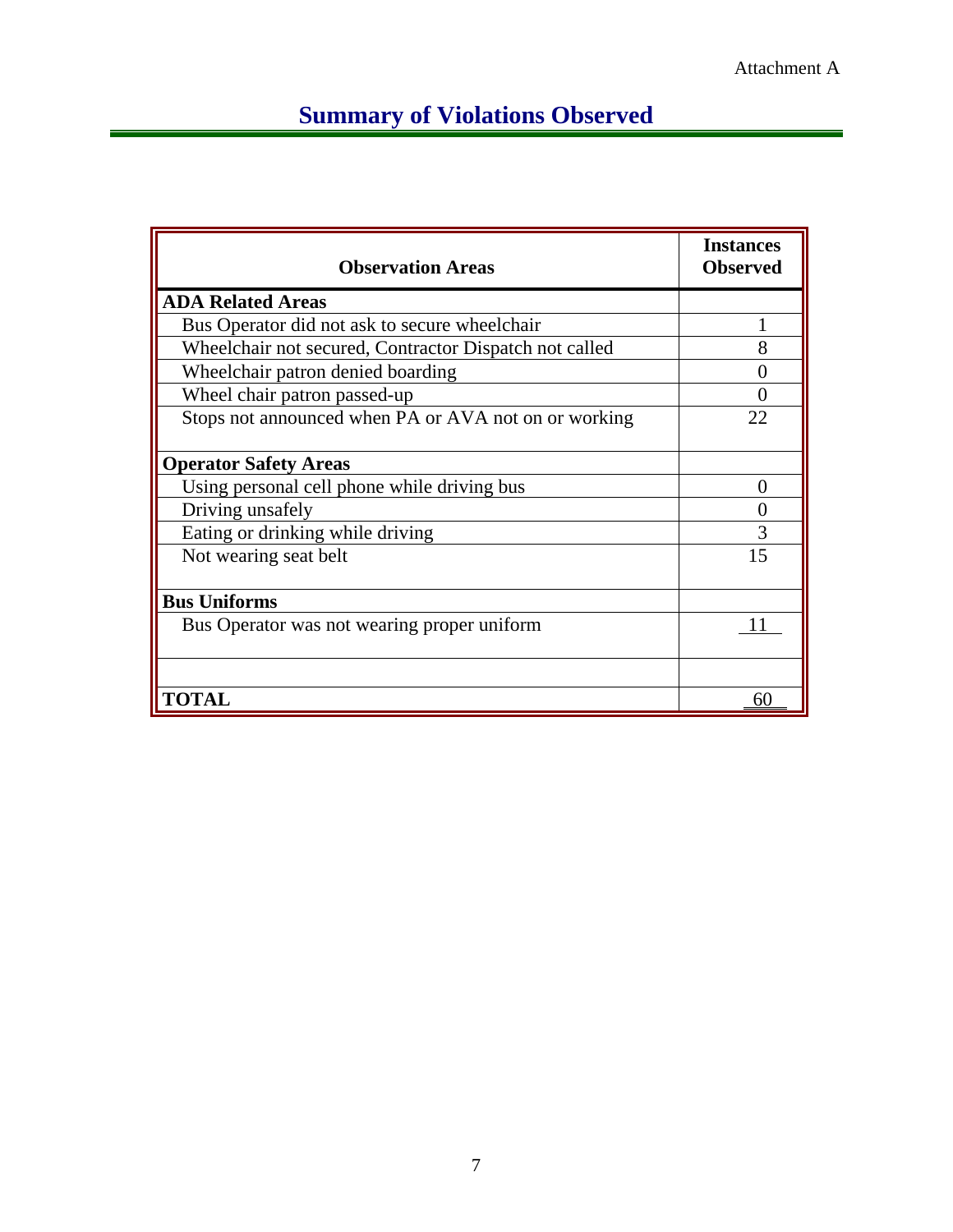Attachment A

# Summary of Violations Observed

| Observation Areas | Instances Observed |
|---|---|
| **ADA Related Areas** | |
| Bus Operator did not ask to secure wheelchair | 1 |
| Wheelchair not secured, Contractor Dispatch not called | 8 |
| Wheelchair patron denied boarding | 0 |
| Wheel chair patron passed-up | 0 |
| Stops not announced when PA or AVA not on or working | 22 |
| **Operator Safety Areas** | |
| Using personal cell phone while driving bus | 0 |
| Driving unsafely | 0 |
| Eating or drinking while driving | 3 |
| Not wearing seat belt | 15 |
| **Bus Uniforms** | |
| Bus Operator was not wearing proper uniform | 11 |
| | |
| **TOTAL** | 60 |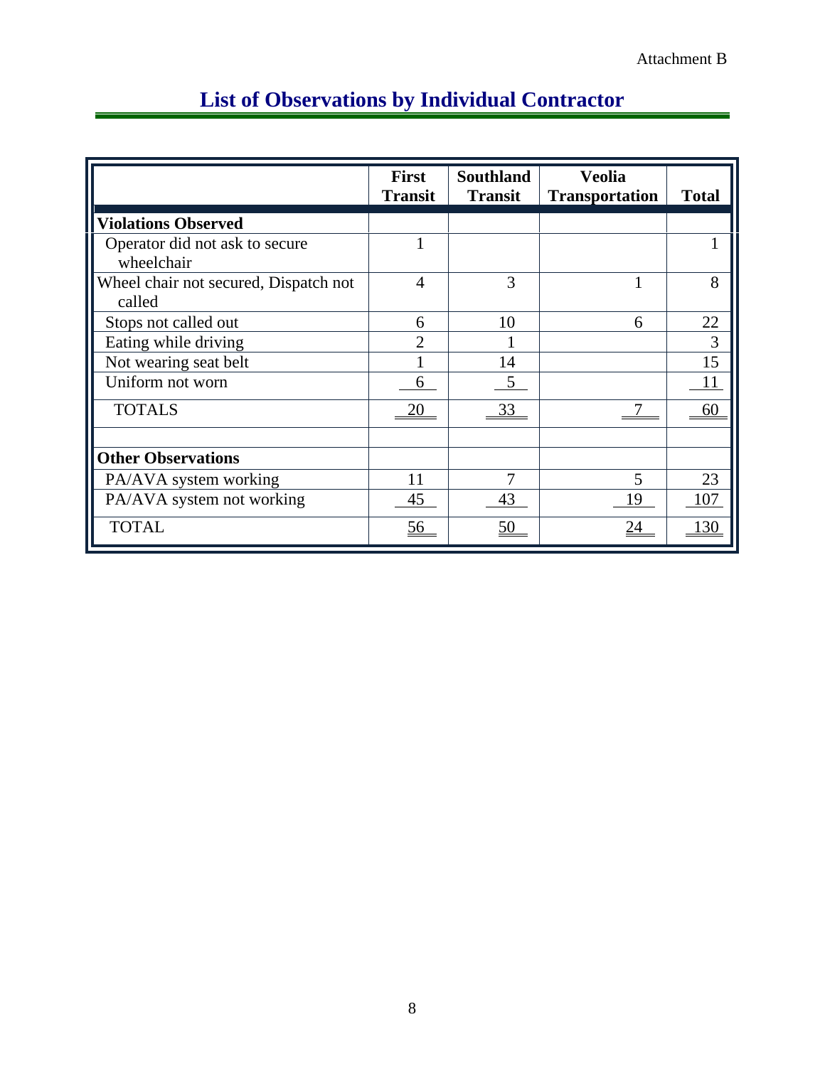Attachment B

# List of Observations by Individual Contractor

| | First Transit | Southland Transit | Veolia Transportation | Total |
|---|---|---|---|---|
| **Violations Observed** | | | | |
| Operator did not ask to secure wheelchair | 1 | | | 1 |
| Wheel chair not secured, Dispatch not called | 4 | 3 | 1 | 8 |
| Stops not called out | 6 | 10 | 6 | 22 |
| Eating while driving | 2 | 1 | | 3 |
| Not wearing seat belt | 1 | 14 | | 15 |
| Uniform not worn | 6 | 5 | | 11 |
| TOTALS | 20 | 33 | 7 | 60 |
| | | | | |
| **Other Observations** | | | | |
| PA/AVA system working | 11 | 7 | 5 | 23 |
| PA/AVA system not working | 45 | 43 | 19 | 107 |
| TOTAL | 56 | 50 | 24 | 130 |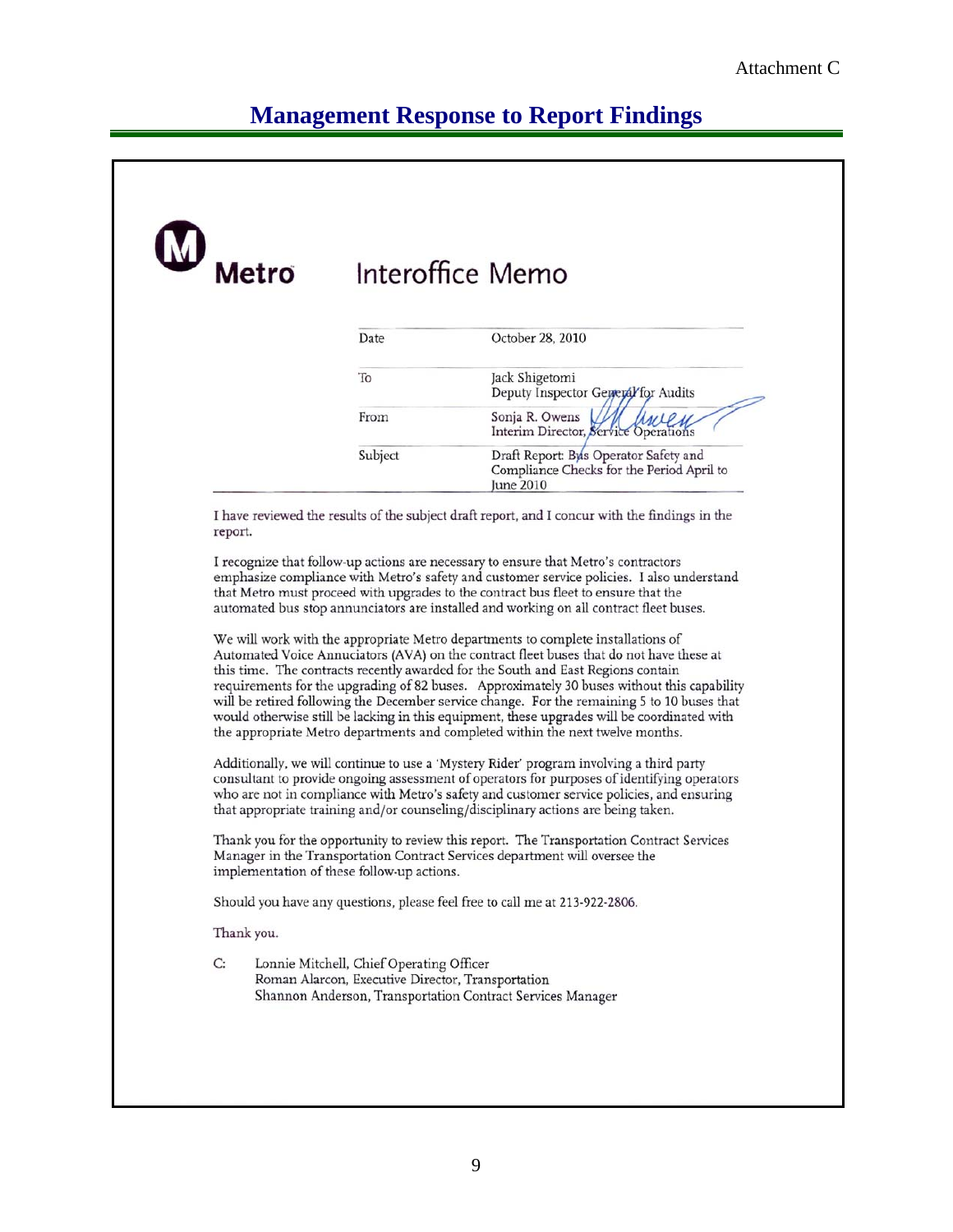Attachment C

# Management Response to Report Findings

**Metro** Interoffice Memo

| | |
|---|---|
| Date | October 28, 2010 |
| To | Jack Shigetomi<br>Deputy Inspector General for Audits |
| From | Sonja R. Owens<br>Interim Director, Service Operations |
| Subject | Draft Report: Bus Operator Safety and Compliance Checks for the Period April to June 2010 |

I have reviewed the results of the subject draft report, and I concur with the findings in the report.

I recognize that follow-up actions are necessary to ensure that Metro's contractors emphasize compliance with Metro's safety and customer service policies. I also understand that Metro must proceed with upgrades to the contract bus fleet to ensure that the automated bus stop annunciators are installed and working on all contract fleet buses.

We will work with the appropriate Metro departments to complete installations of Automated Voice Annunciators (AVA) on the contract fleet buses that do not have these at this time. The contracts recently awarded for the South and East Regions contain requirements for the upgrading of 82 buses. Approximately 30 buses without this capability will be retired following the December service change. For the remaining 5 to 10 buses that would otherwise still be lacking in this equipment, these upgrades will be coordinated with the appropriate Metro departments and completed within the next twelve months.

Additionally, we will continue to use a 'Mystery Rider' program involving a third party consultant to provide ongoing assessment of operators for purposes of identifying operators who are not in compliance with Metro's safety and customer service policies, and ensuring that appropriate training and/or counseling/disciplinary actions are being taken.

Thank you for the opportunity to review this report. The Transportation Contract Services Manager in the Transportation Contract Services department will oversee the implementation of these follow-up actions.

Should you have any questions, please feel free to call me at 213-922-2806.

Thank you.

C: Lonnie Mitchell, Chief Operating Officer
Roman Alarcon, Executive Director, Transportation
Shannon Anderson, Transportation Contract Services Manager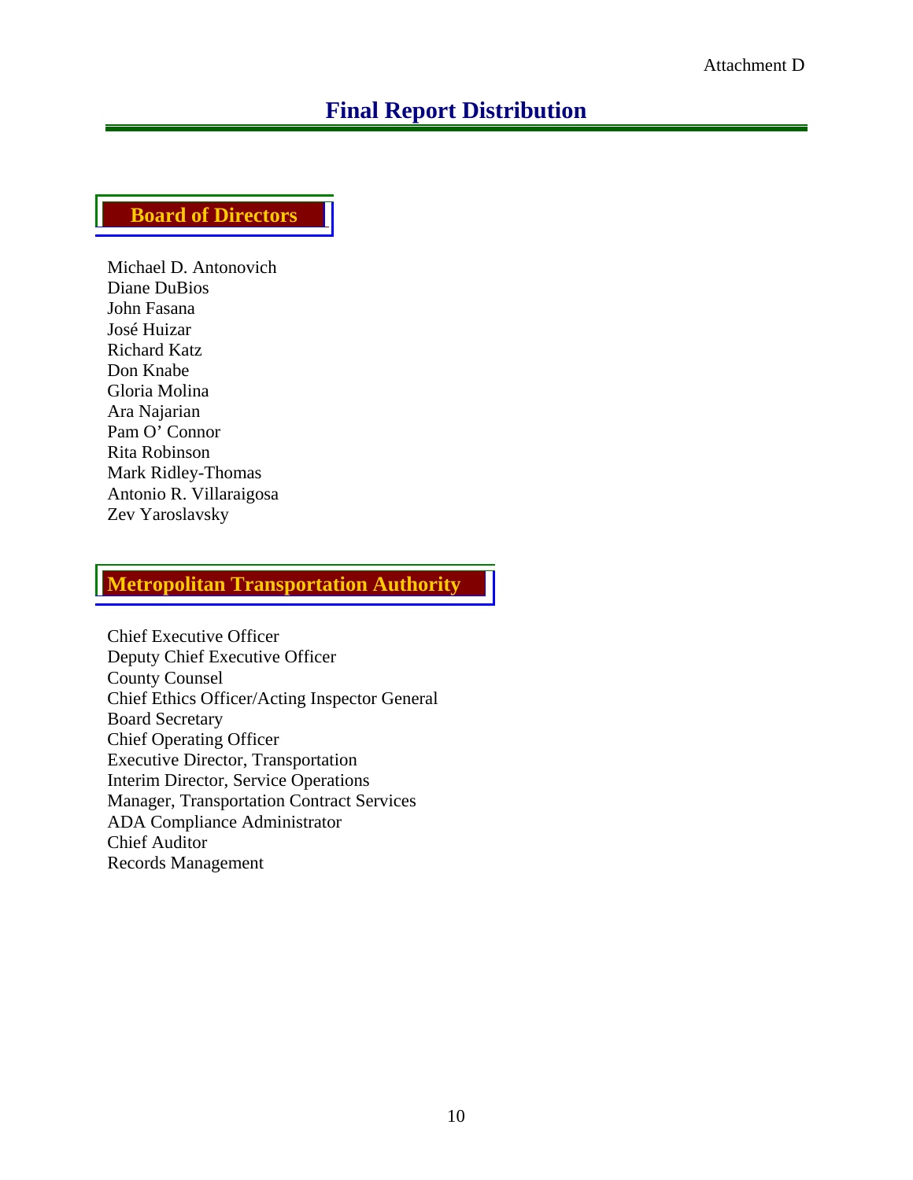Attachment D

# Final Report Distribution

## Board of Directors

Michael D. Antonovich
Diane DuBios
John Fasana
José Huizar
Richard Katz
Don Knabe
Gloria Molina
Ara Najarian
Pam O' Connor
Rita Robinson
Mark Ridley-Thomas
Antonio R. Villaraigosa
Zev Yaroslavsky

## Metropolitan Transportation Authority

Chief Executive Officer
Deputy Chief Executive Officer
County Counsel
Chief Ethics Officer/Acting Inspector General
Board Secretary
Chief Operating Officer
Executive Director, Transportation
Interim Director, Service Operations
Manager, Transportation Contract Services
ADA Compliance Administrator
Chief Auditor
Records Management